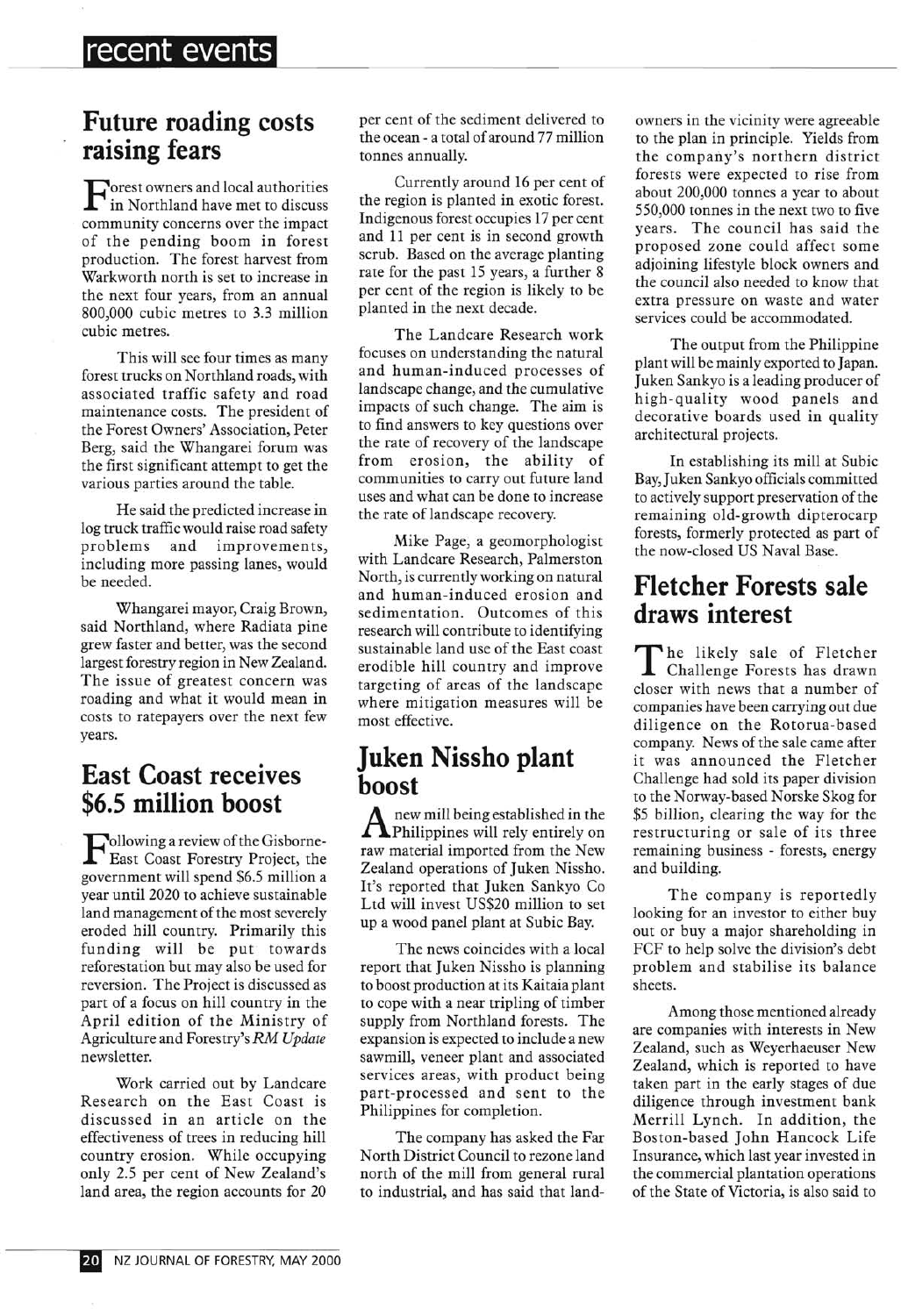# recent events

## Future roading costs raising fears

Forest owners and local authorities in Northland have met to discuss community concerns over the impact of the pending boom in forest production. The forest harvest from Warkworth north is set to increase in the next four years, from an annual 800,000 cubic metres to 3.3 million cubic metres.

This will see four times as many forest trucks on Northland roads, with associated traffic safety and road maintenance costs. The president of the Forest Owners' Association, Peter Berg, said the Whangarei forum was the first significant attempt to get the various parties around the table.

He said the predicted increase in log truck traffic would raise road safety problems and improvements, including more passing lanes, would be needed.

Whangarei mayor, Craig Brown, said Northland, where Radiata pine grew faster and better, was the second largest forestry region in New Zealand. The issue of greatest concern was roading and what it would mean in costs to ratepayers over the next few years.

## East Coast receives $6.5 million boost

Following a review of the Gisborne-East Coast Forestry Project, the government will spend $6.5 million a year until 2020 to achieve sustainable land management of the most severely eroded hill country. Primarily this funding will be put towards reforestation but may also be used for reversion. The Project is discussed as part of a focus on hill country in the April edition of the Ministry of Agriculture and Forestry's *RM Update* newsletter.

Work carried out by Landcare Research on the East Coast is discussed in an article on the effectiveness of trees in reducing hill country erosion. While occupying only 2.5 per cent of New Zealand's land area, the region accounts for 20 per cent of the sediment delivered to the ocean - a total of around 77 million tonnes annually.

Currently around 16 per cent of the region is planted in exotic forest. Indigenous forest occupies 17 per cent and 11 per cent is in second growth scrub. Based on the average planting rate for the past 15 years, a further 8 per cent of the region is likely to be planted in the next decade.

The Landcare Research work focuses on understanding the natural and human-induced processes of landscape change, and the cumulative impacts of such change. The aim is to find answers to key questions over the rate of recovery of the landscape from erosion, the ability of communities to carry out future land uses and what can be done to increase the rate of landscape recovery.

Mike Page, a geomorphologist with Landcare Research, Palmerston North, is currently working on natural and human-induced erosion and sedimentation. Outcomes of this research will contribute to identifying sustainable land use of the East coast erodible hill country and improve targeting of areas of the landscape where mitigation measures will be most effective.

## Juken Nissho plant boost

A new mill being established in the Philippines will rely entirely on raw material imported from the New Zealand operations of Juken Nissho. It's reported that Juken Sankyo Co Ltd will invest US$20 million to set up a wood panel plant at Subic Bay.

The news coincides with a local report that Juken Nissho is planning to boost production at its Kaitaia plant to cope with a near tripling of timber supply from Northland forests. The expansion is expected to include a new sawmill, veneer plant and associated services areas, with product being part-processed and sent to the Philippines for completion.

The company has asked the Far North District Council to rezone land north of the mill from general rural to industrial, and has said that land-owners in the vicinity were agreeable to the plan in principle. Yields from the company's northern district forests were expected to rise from about 200,000 tonnes a year to about 550,000 tonnes in the next two to five years. The council has said the proposed zone could affect some adjoining lifestyle block owners and the council also needed to know that extra pressure on waste and water services could be accommodated.

The output from the Philippine plant will be mainly exported to Japan. Juken Sankyo is a leading producer of high-quality wood panels and decorative boards used in quality architectural projects.

In establishing its mill at Subic Bay, Juken Sankyo officials committed to actively support preservation of the remaining old-growth dipterocarp forests, formerly protected as part of the now-closed US Naval Base.

## Fletcher Forests sale draws interest

The likely sale of Fletcher Challenge Forests has drawn closer with news that a number of companies have been carrying out due diligence on the Rotorua-based company. News of the sale came after it was announced the Fletcher Challenge had sold its paper division to the Norway-based Norske Skog for $5 billion, clearing the way for the restructuring or sale of its three remaining business - forests, energy and building.

The company is reportedly looking for an investor to either buy out or buy a major shareholding in FCF to help solve the division's debt problem and stabilise its balance sheets.

Among those mentioned already are companies with interests in New Zealand, such as Weyerhaeuser New Zealand, which is reported to have taken part in the early stages of due diligence through investment bank Merrill Lynch. In addition, the Boston-based John Hancock Life Insurance, which last year invested in the commercial plantation operations of the State of Victoria, is also said to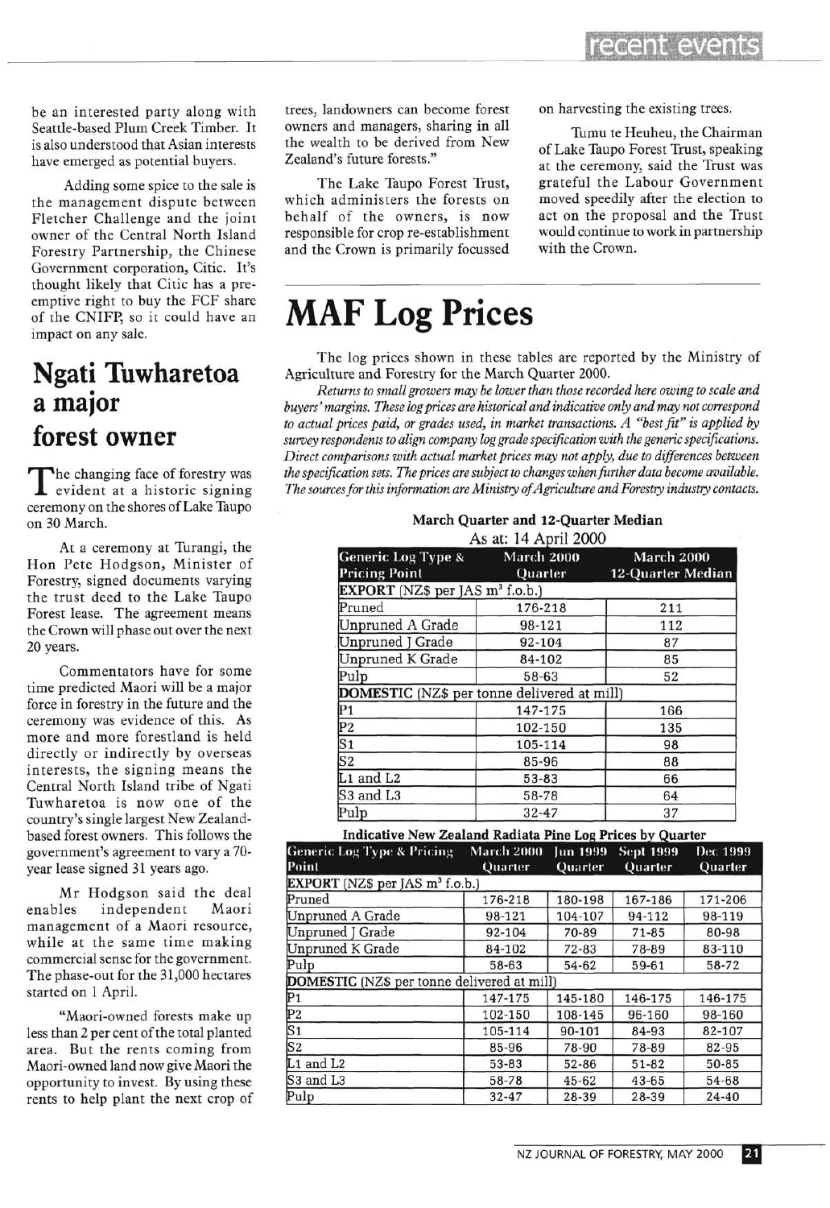be an interested party along with Seattle-based Plum Creek Timber. It is also understood that Asian interests have emerged as potential buyers.

Adding some spice to the sale is the management dispute between Fletcher Challenge and the joint owner of the Central North Island Forestry Partnership, the Chinese Government corporation, Citic. It's thought likely that Citic has a pre-emptive right to buy the FCF share of the CNIFP, so it could have an impact on any sale.

## Ngati Tuwharetoa a major forest owner

The changing face of forestry was evident at a historic signing ceremony on the shores of Lake Taupo on 30 March.

At a ceremony at Turangi, the Hon Pete Hodgson, Minister of Forestry, signed documents varying the trust deed to the Lake Taupo Forest lease. The agreement means the Crown will phase out over the next 20 years.

Commentators have for some time predicted Maori will be a major force in forestry in the future and the ceremony was evidence of this. As more and more forestland is held directly or indirectly by overseas interests, the signing means the Central North Island tribe of Ngati Tuwharetoa is now one of the country's single largest New Zealand-based forest owners. This follows the government's agreement to vary a 70-year lease signed 31 years ago.

Mr Hodgson said the deal enables independent Maori management of a Maori resource, while at the same time making commercial sense for the government. The phase-out for the 31,000 hectares started on 1 April.

"Maori-owned forests make up less than 2 per cent of the total planted area. But the rents coming from Maori-owned land now give Maori the opportunity to invest. By using these rents to help plant the next crop of trees, landowners can become forest owners and managers, sharing in all the wealth to be derived from New Zealand's future forests."

The Lake Taupo Forest Trust, which administers the forests on behalf of the owners, is now responsible for crop re-establishment and the Crown is primarily focussed on harvesting the existing trees.

Tumu te Heuheu, the Chairman of Lake Taupo Forest Trust, speaking at the ceremony, said the Trust was grateful the Labour Government moved speedily after the election to act on the proposal and the Trust would continue to work in partnership with the Crown.

# MAF Log Prices

The log prices shown in these tables are reported by the Ministry of Agriculture and Forestry for the March Quarter 2000.

*Returns to small growers may be lower than those recorded here owing to scale and buyers' margins. These log prices are historical and indicative only and may not correspond to actual prices paid, or grades used, in market transactions. A "best fit" is applied by survey respondents to align company log grade specification with the generic specifications. Direct comparisons with actual market prices may not apply, due to differences between the specification sets. The prices are subject to changes when further data become available. The sources for this information are Ministry of Agriculture and Forestry industry contacts.*

**March Quarter and 12-Quarter Median**

As at: 14 April 2000

| Generic Log Type & Pricing Point | March 2000 Quarter | March 2000 12-Quarter Median |
|---|---|---|
| **EXPORT** (NZ$ per JAS m³ f.o.b.) | | |
| Pruned | 176-218 | 211 |
| Unpruned A Grade | 98-121 | 112 |
| Unpruned J Grade | 92-104 | 87 |
| Unpruned K Grade | 84-102 | 85 |
| Pulp | 58-63 | 52 |
| **DOMESTIC** (NZ$ per tonne delivered at mill) | | |
| P1 | 147-175 | 166 |
| P2 | 102-150 | 135 |
| S1 | 105-114 | 98 |
| S2 | 85-96 | 88 |
| L1 and L2 | 53-83 | 66 |
| S3 and L3 | 58-78 | 64 |
| Pulp | 32-47 | 37 |

**Indicative New Zealand Radiata Pine Log Prices by Quarter**

| Generic Log Type & Pricing Point | March 2000 Quarter | Jun 1999 Quarter | Sept 1999 Quarter | Dec 1999 Quarter |
|---|---|---|---|---|
| **EXPORT** (NZ$ per JAS m³ f.o.b.) | | | | |
| Pruned | 176-218 | 180-198 | 167-186 | 171-206 |
| Unpruned A Grade | 98-121 | 104-107 | 94-112 | 98-119 |
| Unpruned J Grade | 92-104 | 70-89 | 71-85 | 80-98 |
| Unpruned K Grade | 84-102 | 72-83 | 78-89 | 83-110 |
| Pulp | 58-63 | 54-62 | 59-61 | 58-72 |
| **DOMESTIC** (NZ$ per tonne delivered at mill) | | | | |
| P1 | 147-175 | 145-180 | 146-175 | 146-175 |
| P2 | 102-150 | 108-145 | 96-160 | 98-160 |
| S1 | 105-114 | 90-101 | 84-93 | 82-107 |
| S2 | 85-96 | 78-90 | 78-89 | 82-95 |
| L1 and L2 | 53-83 | 52-86 | 51-82 | 50-85 |
| S3 and L3 | 58-78 | 45-62 | 43-65 | 54-68 |
| Pulp | 32-47 | 28-39 | 28-39 | 24-40 |